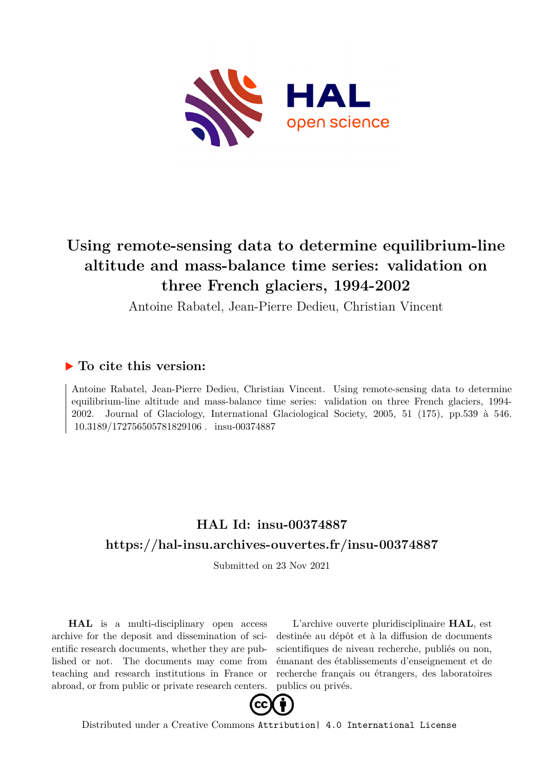# Using remote-sensing data to determine equilibrium-line altitude and mass-balance time series: validation on three French glaciers, 1994-2002

Antoine Rabatel, Jean-Pierre Dedieu, Christian Vincent

## ▶ To cite this version:

Antoine Rabatel, Jean-Pierre Dedieu, Christian Vincent. Using remote-sensing data to determine equilibrium-line altitude and mass-balance time series: validation on three French glaciers, 1994-2002. Journal of Glaciology, International Glaciological Society, 2005, 51 (175), pp.539 à 546. 10.3189/172756505781829106. insu-00374887

## HAL Id: insu-00374887

## https://hal-insu.archives-ouvertes.fr/insu-00374887

Submitted on 23 Nov 2021

**HAL** is a multi-disciplinary open access archive for the deposit and dissemination of scientific research documents, whether they are published or not. The documents may come from teaching and research institutions in France or abroad, or from public or private research centers.

L'archive ouverte pluridisciplinaire **HAL**, est destinée au dépôt et à la diffusion de documents scientifiques de niveau recherche, publiés ou non, émanant des établissements d'enseignement et de recherche français ou étrangers, des laboratoires publics ou privés.

Distributed under a Creative Commons Attribution| 4.0 International License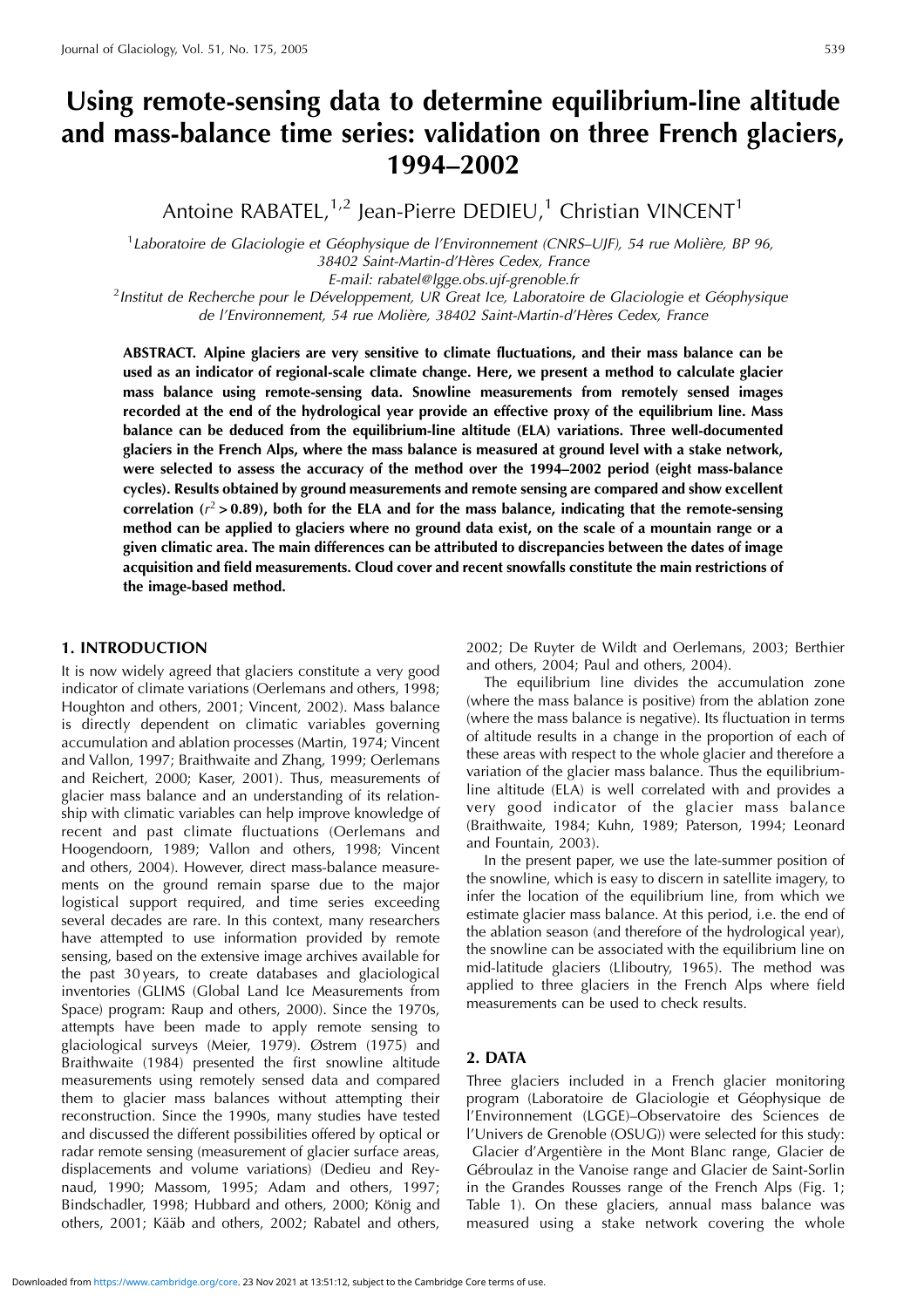# Using remote-sensing data to determine equilibrium-line altitude and mass-balance time series: validation on three French glaciers, 1994–2002

Antoine RABATEL,[1,2] Jean-Pierre DEDIEU,[1] Christian VINCENT[1]

[1]*Laboratoire de Glaciologie et Géophysique de l'Environnement (CNRS–UJF), 54 rue Molière, BP 96, 38402 Saint-Martin-d'Hères Cedex, France*
*E-mail: rabatel@lgge.obs.ujf-grenoble.fr*
[2]*Institut de Recherche pour le Développement, UR Great Ice, Laboratoire de Glaciologie et Géophysique de l'Environnement, 54 rue Molière, 38402 Saint-Martin-d'Hères Cedex, France*

**ABSTRACT. Alpine glaciers are very sensitive to climate fluctuations, and their mass balance can be used as an indicator of regional-scale climate change. Here, we present a method to calculate glacier mass balance using remote-sensing data. Snowline measurements from remotely sensed images recorded at the end of the hydrological year provide an effective proxy of the equilibrium line. Mass balance can be deduced from the equilibrium-line altitude (ELA) variations. Three well-documented glaciers in the French Alps, where the mass balance is measured at ground level with a stake network, were selected to assess the accuracy of the method over the 1994–2002 period (eight mass-balance cycles). Results obtained by ground measurements and remote sensing are compared and show excellent correlation ($r^2 > 0.89$), both for the ELA and for the mass balance, indicating that the remote-sensing method can be applied to glaciers where no ground data exist, on the scale of a mountain range or a given climatic area. The main differences can be attributed to discrepancies between the dates of image acquisition and field measurements. Cloud cover and recent snowfalls constitute the main restrictions of the image-based method.**

## 1. INTRODUCTION

It is now widely agreed that glaciers constitute a very good indicator of climate variations (Oerlemans and others, 1998; Houghton and others, 2001; Vincent, 2002). Mass balance is directly dependent on climatic variables governing accumulation and ablation processes (Martin, 1974; Vincent and Vallon, 1997; Braithwaite and Zhang, 1999; Oerlemans and Reichert, 2000; Kaser, 2001). Thus, measurements of glacier mass balance and an understanding of its relationship with climatic variables can help improve knowledge of recent and past climate fluctuations (Oerlemans and Hoogendoorn, 1989; Vallon and others, 1998; Vincent and others, 2004). However, direct mass-balance measurements on the ground remain sparse due to the major logistical support required, and time series exceeding several decades are rare. In this context, many researchers have attempted to use information provided by remote sensing, based on the extensive image archives available for the past 30 years, to create databases and glaciological inventories (GLIMS (Global Land Ice Measurements from Space) program: Raup and others, 2000). Since the 1970s, attempts have been made to apply remote sensing to glaciological surveys (Meier, 1979). Østrem (1975) and Braithwaite (1984) presented the first snowline altitude measurements using remotely sensed data and compared them to glacier mass balances without attempting their reconstruction. Since the 1990s, many studies have tested and discussed the different possibilities offered by optical or radar remote sensing (measurement of glacier surface areas, displacements and volume variations) (Dedieu and Reynaud, 1990; Massom, 1995; Adam and others, 1997; Bindschadler, 1998; Hubbard and others, 2000; König and others, 2001; Kääb and others, 2002; Rabatel and others, 2002; De Ruyter de Wildt and Oerlemans, 2003; Berthier and others, 2004; Paul and others, 2004).

The equilibrium line divides the accumulation zone (where the mass balance is positive) from the ablation zone (where the mass balance is negative). Its fluctuation in terms of altitude results in a change in the proportion of each of these areas with respect to the whole glacier and therefore a variation of the glacier mass balance. Thus the equilibrium-line altitude (ELA) is well correlated with and provides a very good indicator of the glacier mass balance (Braithwaite, 1984; Kuhn, 1989; Paterson, 1994; Leonard and Fountain, 2003).

In the present paper, we use the late-summer position of the snowline, which is easy to discern in satellite imagery, to infer the location of the equilibrium line, from which we estimate glacier mass balance. At this period, i.e. the end of the ablation season (and therefore of the hydrological year), the snowline can be associated with the equilibrium line on mid-latitude glaciers (Lliboutry, 1965). The method was applied to three glaciers in the French Alps where field measurements can be used to check results.

## 2. DATA

Three glaciers included in a French glacier monitoring program (Laboratoire de Glaciologie et Géophysique de l'Environnement (LGGE)–Observatoire des Sciences de l'Univers de Grenoble (OSUG)) were selected for this study: Glacier d'Argentière in the Mont Blanc range, Glacier de Gébroulaz in the Vanoise range and Glacier de Saint-Sorlin in the Grandes Rousses range of the French Alps (Fig. 1; Table 1). On these glaciers, annual mass balance was measured using a stake network covering the whole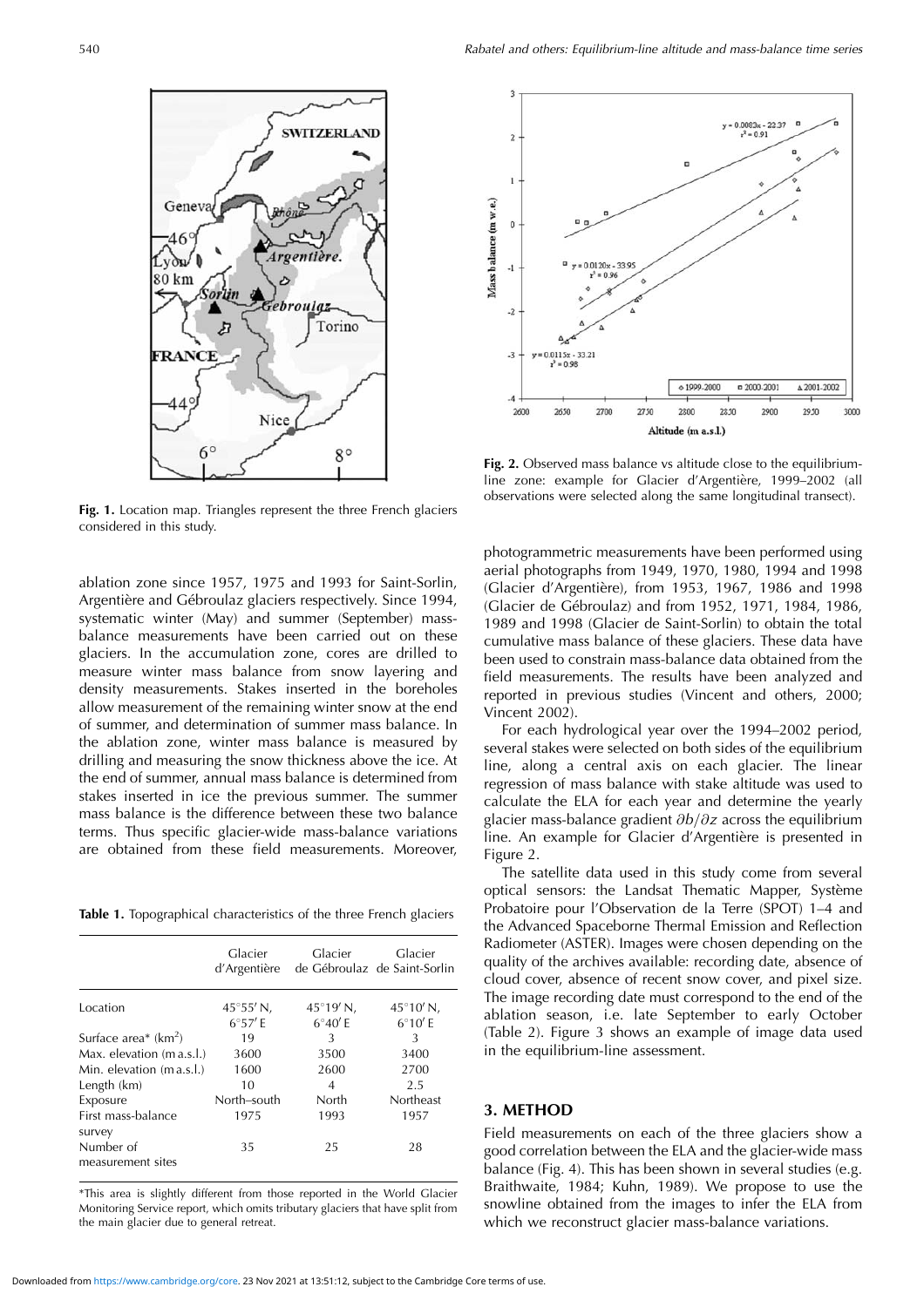Fig. 1. Location map. Triangles represent the three French glaciers considered in this study.

ablation zone since 1957, 1975 and 1993 for Saint-Sorlin, Argentière and Gébroulaz glaciers respectively. Since 1994, systematic winter (May) and summer (September) mass-balance measurements have been carried out on these glaciers. In the accumulation zone, cores are drilled to measure winter mass balance from snow layering and density measurements. Stakes inserted in the boreholes allow measurement of the remaining winter snow at the end of summer, and determination of summer mass balance. In the ablation zone, winter mass balance is measured by drilling and measuring the snow thickness above the ice. At the end of summer, annual mass balance is determined from stakes inserted in ice the previous summer. The summer mass balance is the difference between these two balance terms. Thus specific glacier-wide mass-balance variations are obtained from these field measurements. Moreover,

**Table 1.** Topographical characteristics of the three French glaciers

| | Glacier d'Argentière | Glacier de Gébroulaz | Glacier de Saint-Sorlin |
|---|---|---|---|
| Location | 45°55′ N, 6°57′ E | 45°19′ N, 6°40′ E | 45°10′ N, 6°10′ E |
| Surface area* (km$^2$) | 19 | 3 | 3 |
| Max. elevation (m a.s.l.) | 3600 | 3500 | 3400 |
| Min. elevation (m a.s.l.) | 1600 | 2600 | 2700 |
| Length (km) | 10 | 4 | 2.5 |
| Exposure | North–south | North | Northeast |
| First mass-balance survey | 1975 | 1993 | 1957 |
| Number of measurement sites | 35 | 25 | 28 |

*This area is slightly different from those reported in the World Glacier Monitoring Service report, which omits tributary glaciers that have split from the main glacier due to general retreat.

Fig. 2. Observed mass balance vs altitude close to the equilibrium-line zone: example for Glacier d'Argentière, 1999–2002 (all observations were selected along the same longitudinal transect).

photogrammetric measurements have been performed using aerial photographs from 1949, 1970, 1980, 1994 and 1998 (Glacier d'Argentière), from 1953, 1967, 1986 and 1998 (Glacier de Gébroulaz) and from 1952, 1971, 1984, 1986, 1989 and 1998 (Glacier de Saint-Sorlin) to obtain the total cumulative mass balance of these glaciers. These data have been used to constrain mass-balance data obtained from the field measurements. The results have been analyzed and reported in previous studies (Vincent and others, 2000; Vincent 2002).

For each hydrological year over the 1994–2002 period, several stakes were selected on both sides of the equilibrium line, along a central axis on each glacier. The linear regression of mass balance with stake altitude was used to calculate the ELA for each year and determine the yearly glacier mass-balance gradient $\partial b/\partial z$ across the equilibrium line. An example for Glacier d'Argentière is presented in Figure 2.

The satellite data used in this study come from several optical sensors: the Landsat Thematic Mapper, Système Probatoire pour l'Observation de la Terre (SPOT) 1–4 and the Advanced Spaceborne Thermal Emission and Reflection Radiometer (ASTER). Images were chosen depending on the quality of the archives available: recording date, absence of cloud cover, absence of recent snow cover, and pixel size. The image recording date must correspond to the end of the ablation season, i.e. late September to early October (Table 2). Figure 3 shows an example of image data used in the equilibrium-line assessment.

## 3. METHOD

Field measurements on each of the three glaciers show a good correlation between the ELA and the glacier-wide mass balance (Fig. 4). This has been shown in several studies (e.g. Braithwaite, 1984; Kuhn, 1989). We propose to use the snowline obtained from the images to infer the ELA from which we reconstruct glacier mass-balance variations.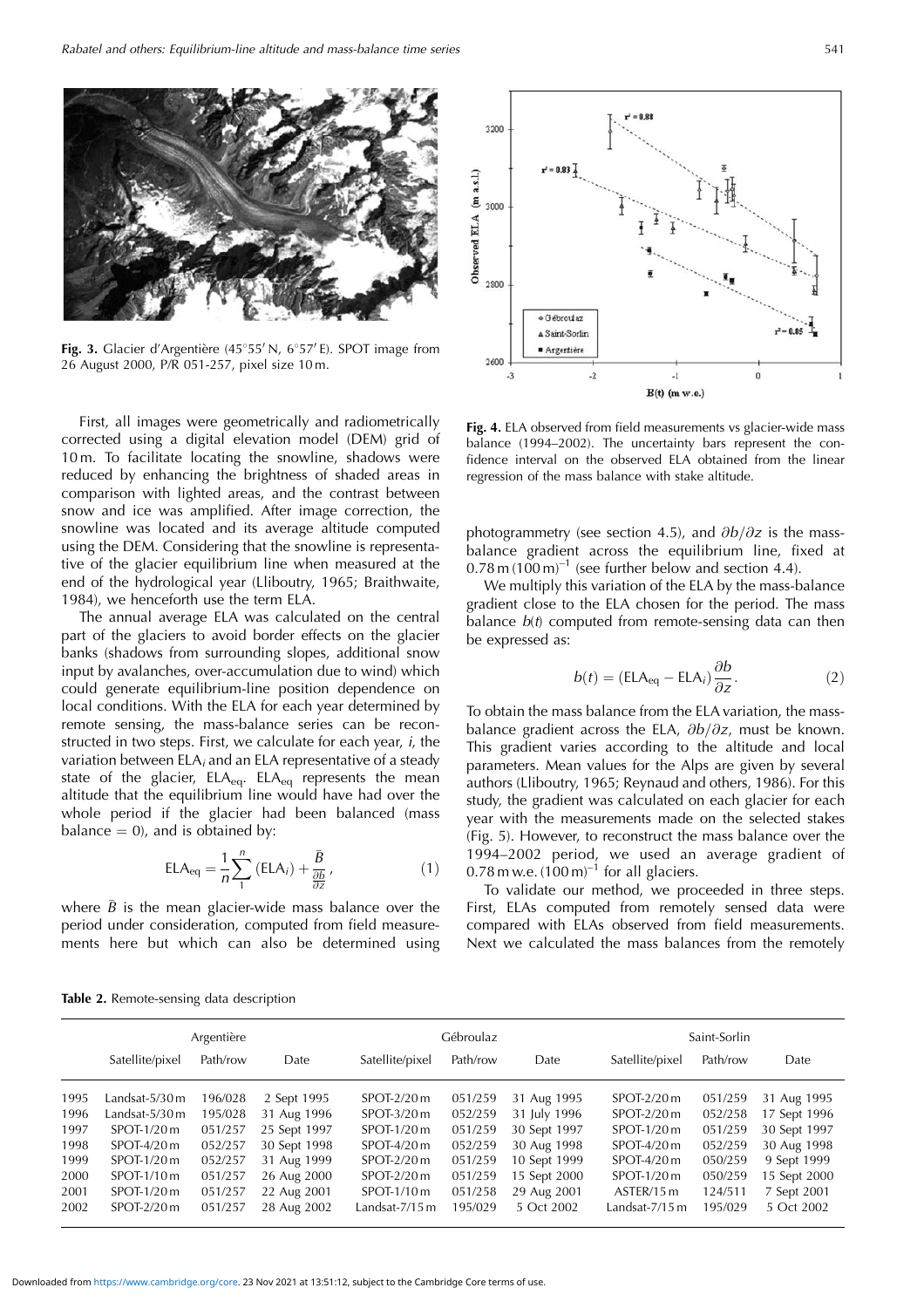Fig. 3. Glacier d'Argentière (45°55′ N, 6°57′ E). SPOT image from 26 August 2000, P/R 051-257, pixel size 10 m.

First, all images were geometrically and radiometrically corrected using a digital elevation model (DEM) grid of 10 m. To facilitate locating the snowline, shadows were reduced by enhancing the brightness of shaded areas in comparison with lighted areas, and the contrast between snow and ice was amplified. After image correction, the snowline was located and its average altitude computed using the DEM. Considering that the snowline is representative of the glacier equilibrium line when measured at the end of the hydrological year (Lliboutry, 1965; Braithwaite, 1984), we henceforth use the term ELA.

The annual average ELA was calculated on the central part of the glaciers to avoid border effects on the glacier banks (shadows from surrounding slopes, additional snow input by avalanches, over-accumulation due to wind) which could generate equilibrium-line position dependence on local conditions. With the ELA for each year determined by remote sensing, the mass-balance series can be reconstructed in two steps. First, we calculate for each year, $i$, the variation between $\mathrm{ELA}_i$ and an ELA representative of a steady state of the glacier, $\mathrm{ELA}_{\mathrm{eq}}$. $\mathrm{ELA}_{\mathrm{eq}}$ represents the mean altitude that the equilibrium line would have had over the whole period if the glacier had been balanced (mass balance = 0), and is obtained by:

$$\mathrm{ELA}_{\mathrm{eq}} = \frac{1}{n}\sum_{1}^{n}\left(\mathrm{ELA}_i\right) + \frac{\bar{B}}{\frac{\partial b}{\partial z}}, \tag{1}$$

where $\bar{B}$ is the mean glacier-wide mass balance over the period under consideration, computed from field measurements here but which can also be determined using photogrammetry (see section 4.5), and $\partial b/\partial z$ is the mass-balance gradient across the equilibrium line, fixed at $0.78\,\mathrm{m}\,(100\,\mathrm{m})^{-1}$ (see further below and section 4.4).

Fig. 4. ELA observed from field measurements vs glacier-wide mass balance (1994–2002). The uncertainty bars represent the confidence interval on the observed ELA obtained from the linear regression of the mass balance with stake altitude.

We multiply this variation of the ELA by the mass-balance gradient close to the ELA chosen for the period. The mass balance $b(t)$ computed from remote-sensing data can then be expressed as:

$$b(t) = \left(\mathrm{ELA}_{\mathrm{eq}} - \mathrm{ELA}_i\right)\frac{\partial b}{\partial z}. \tag{2}$$

To obtain the mass balance from the ELA variation, the mass-balance gradient across the ELA, $\partial b/\partial z$, must be known. This gradient varies according to the altitude and local parameters. Mean values for the Alps are given by several authors (Lliboutry, 1965; Reynaud and others, 1986). For this study, the gradient was calculated on each glacier for each year with the measurements made on the selected stakes (Fig. 5). However, to reconstruct the mass balance over the 1994–2002 period, we used an average gradient of $0.78\,\mathrm{m\,w.e.}\,(100\,\mathrm{m})^{-1}$ for all glaciers.

To validate our method, we proceeded in three steps. First, ELAs computed from remotely sensed data were compared with ELAs observed from field measurements. Next we calculated the mass balances from the remotely

**Table 2.** Remote-sensing data description

| | Argentière | | | Gébroulaz | | | Saint-Sorlin | | |
|---|---|---|---|---|---|---|---|---|---|
| | Satellite/pixel | Path/row | Date | Satellite/pixel | Path/row | Date | Satellite/pixel | Path/row | Date |
| 1995 | Landsat-5/30 m | 196/028 | 2 Sept 1995 | SPOT-2/20 m | 051/259 | 31 Aug 1995 | SPOT-2/20 m | 051/259 | 31 Aug 1995 |
| 1996 | Landsat-5/30 m | 195/028 | 31 Aug 1996 | SPOT-3/20 m | 052/259 | 31 July 1996 | SPOT-2/20 m | 052/258 | 17 Sept 1996 |
| 1997 | SPOT-1/20 m | 051/257 | 25 Sept 1997 | SPOT-1/20 m | 051/259 | 30 Sept 1997 | SPOT-1/20 m | 051/259 | 30 Sept 1997 |
| 1998 | SPOT-4/20 m | 052/257 | 30 Sept 1998 | SPOT-4/20 m | 052/259 | 30 Aug 1998 | SPOT-4/20 m | 052/259 | 30 Aug 1998 |
| 1999 | SPOT-1/20 m | 051/257 | 31 Aug 1999 | SPOT-2/20 m | 051/259 | 10 Sept 1999 | SPOT-4/20 m | 050/259 | 9 Sept 1999 |
| 2000 | SPOT-1/10 m | 051/257 | 26 Aug 2000 | SPOT-2/20 m | 051/259 | 15 Sept 2000 | SPOT-1/20 m | 050/259 | 15 Sept 2000 |
| 2001 | SPOT-1/20 m | 051/257 | 22 Aug 2001 | SPOT-1/10 m | 051/258 | 29 Aug 2001 | ASTER/15 m | 124/511 | 7 Sept 2001 |
| 2002 | SPOT-2/20 m | 051/257 | 28 Aug 2002 | Landsat-7/15 m | 195/029 | 5 Oct 2002 | Landsat-7/15 m | 195/029 | 5 Oct 2002 |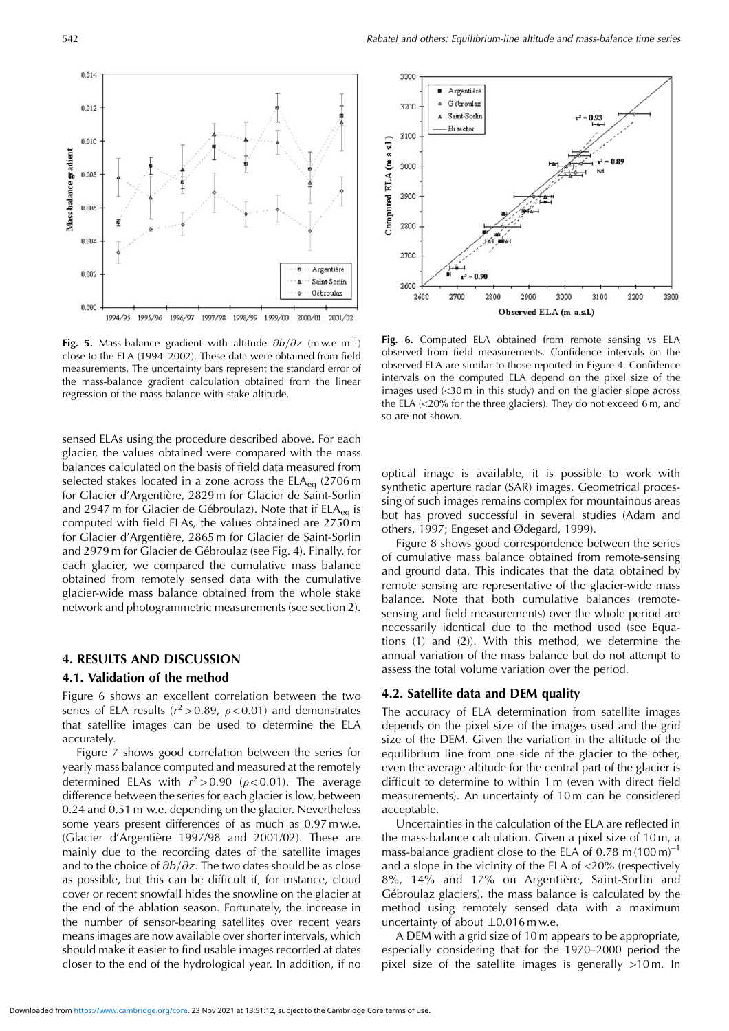**Fig. 5.** Mass-balance gradient with altitude $\partial b/\partial z$ (m w.e. m$^{-1}$) close to the ELA (1994–2002). These data were obtained from field measurements. The uncertainty bars represent the standard error of the mass-balance gradient calculation obtained from the linear regression of the mass balance with stake altitude.

**Fig. 6.** Computed ELA obtained from remote sensing vs ELA observed from field measurements. Confidence intervals on the observed ELA are similar to those reported in Figure 4. Confidence intervals on the computed ELA depend on the pixel size of the images used (<30 m in this study) and on the glacier slope across the ELA (<20% for the three glaciers). They do not exceed 6 m, and so are not shown.

sensed ELAs using the procedure described above. For each glacier, the values obtained were compared with the mass balances calculated on the basis of field data measured from selected stakes located in a zone across the $ELA_{eq}$ (2706 m for Glacier d'Argentière, 2829 m for Glacier de Saint-Sorlin and 2947 m for Glacier de Gébroulaz). Note that if $ELA_{eq}$ is computed with field ELAs, the values obtained are 2750 m for Glacier d'Argentière, 2865 m for Glacier de Saint-Sorlin and 2979 m for Glacier de Gébroulaz (see Fig. 4). Finally, for each glacier, we compared the cumulative mass balance obtained from remotely sensed data with the cumulative glacier-wide mass balance obtained from the whole stake network and photogrammetric measurements (see section 2).

## 4. RESULTS AND DISCUSSION

### 4.1. Validation of the method

Figure 6 shows an excellent correlation between the two series of ELA results ($r^2 > 0.89$, $\rho < 0.01$) and demonstrates that satellite images can be used to determine the ELA accurately.

Figure 7 shows good correlation between the series for yearly mass balance computed and measured at the remotely determined ELAs with $r^2 > 0.90$ ($\rho < 0.01$). The average difference between the series for each glacier is low, between 0.24 and 0.51 m w.e. depending on the glacier. Nevertheless some years present differences of as much as 0.97 m w.e. (Glacier d'Argentière 1997/98 and 2001/02). These are mainly due to the recording dates of the satellite images and to the choice of $\partial b/\partial z$. The two dates should be as close as possible, but this can be difficult if, for instance, cloud cover or recent snowfall hides the snowline on the glacier at the end of the ablation season. Fortunately, the increase in the number of sensor-bearing satellites over recent years means images are now available over shorter intervals, which should make it easier to find usable images recorded at dates closer to the end of the hydrological year. In addition, if no optical image is available, it is possible to work with synthetic aperture radar (SAR) images. Geometrical processing of such images remains complex for mountainous areas but has proved successful in several studies (Adam and others, 1997; Engeset and Ødegard, 1999).

Figure 8 shows good correspondence between the series of cumulative mass balance obtained from remote-sensing and ground data. This indicates that the data obtained by remote sensing are representative of the glacier-wide mass balance. Note that both cumulative balances (remote-sensing and field measurements) over the whole period are necessarily identical due to the method used (see Equations (1) and (2)). With this method, we determine the annual variation of the mass balance but do not attempt to assess the total volume variation over the period.

### 4.2. Satellite data and DEM quality

The accuracy of ELA determination from satellite images depends on the pixel size of the images used and the grid size of the DEM. Given the variation in the altitude of the equilibrium line from one side of the glacier to the other, even the average altitude for the central part of the glacier is difficult to determine to within 1 m (even with direct field measurements). An uncertainty of 10 m can be considered acceptable.

Uncertainties in the calculation of the ELA are reflected in the mass-balance calculation. Given a pixel size of 10 m, a mass-balance gradient close to the ELA of 0.78 m (100 m)$^{-1}$ and a slope in the vicinity of the ELA of <20% (respectively 8%, 14% and 17% on Argentière, Saint-Sorlin and Gébroulaz glaciers), the mass balance is calculated by the method using remotely sensed data with a maximum uncertainty of about $\pm$0.016 m w.e.

A DEM with a grid size of 10 m appears to be appropriate, especially considering that for the 1970–2000 period the pixel size of the satellite images is generally >10 m. In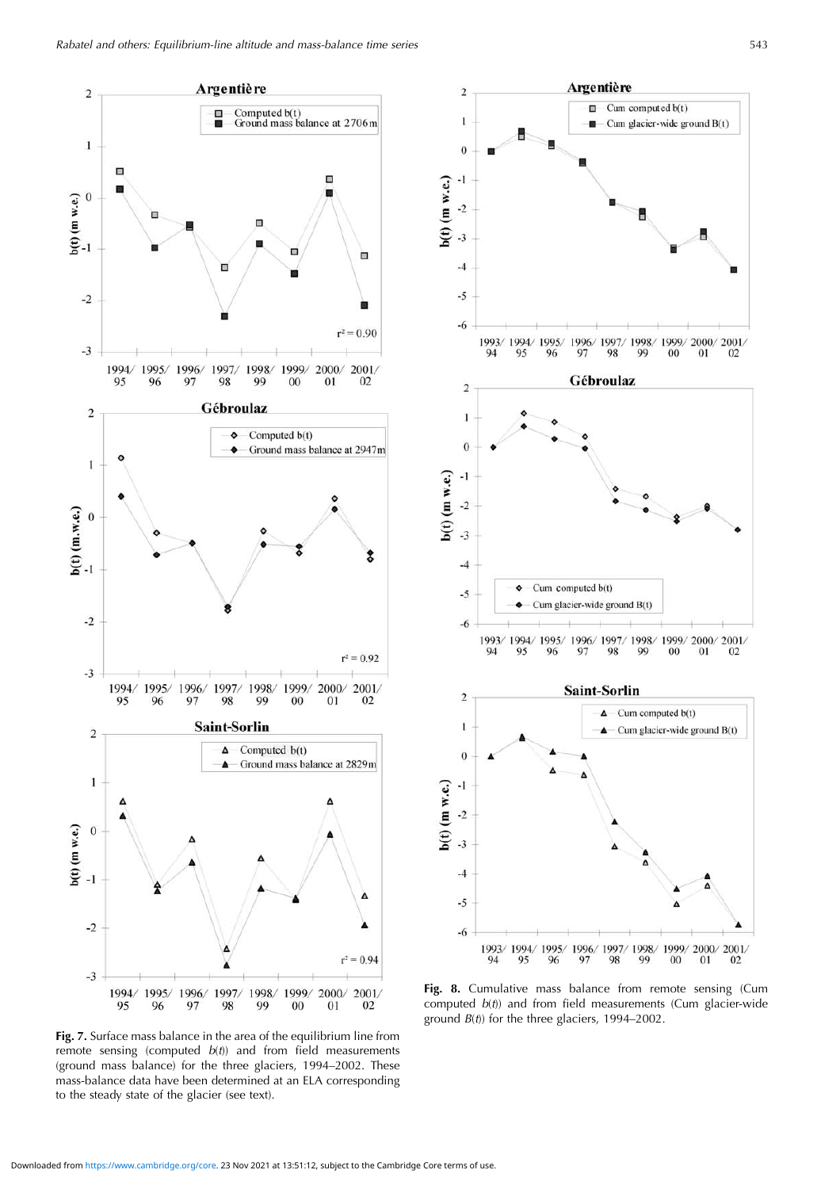**Fig. 7.** Surface mass balance in the area of the equilibrium line from remote sensing (computed $b(t)$) and from field measurements (ground mass balance) for the three glaciers, 1994–2002. These mass-balance data have been determined at an ELA corresponding to the steady state of the glacier (see text).

**Fig. 8.** Cumulative mass balance from remote sensing (Cum computed $b(t)$) and from field measurements (Cum glacier-wide ground $B(t)$) for the three glaciers, 1994–2002.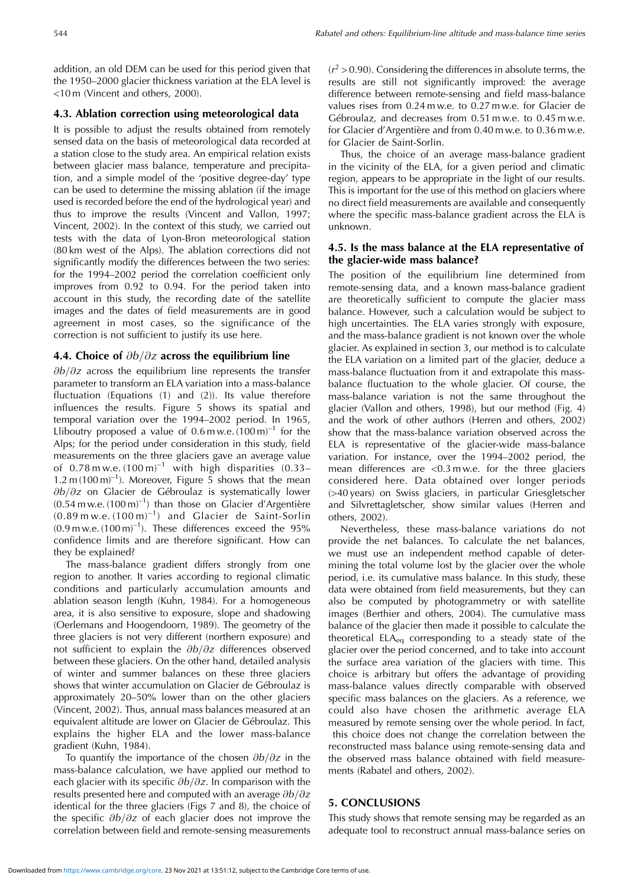addition, an old DEM can be used for this period given that the 1950–2000 glacier thickness variation at the ELA level is <10 m (Vincent and others, 2000).

### 4.3. Ablation correction using meteorological data

It is possible to adjust the results obtained from remotely sensed data on the basis of meteorological data recorded at a station close to the study area. An empirical relation exists between glacier mass balance, temperature and precipitation, and a simple model of the 'positive degree-day' type can be used to determine the missing ablation (if the image used is recorded before the end of the hydrological year) and thus to improve the results (Vincent and Vallon, 1997; Vincent, 2002). In the context of this study, we carried out tests with the data of Lyon-Bron meteorological station (80 km west of the Alps). The ablation corrections did not significantly modify the differences between the two series: for the 1994–2002 period the correlation coefficient only improves from 0.92 to 0.94. For the period taken into account in this study, the recording date of the satellite images and the dates of field measurements are in good agreement in most cases, so the significance of the correction is not sufficient to justify its use here.

### 4.4. Choice of $\partial b/\partial z$ across the equilibrium line

$\partial b/\partial z$ across the equilibrium line represents the transfer parameter to transform an ELA variation into a mass-balance fluctuation (Equations (1) and (2)). Its value therefore influences the results. Figure 5 shows its spatial and temporal variation over the 1994–2002 period. In 1965, Lliboutry proposed a value of $0.6\,\text{m w.e.}\,(100\,\text{m})^{-1}$ for the Alps; for the period under consideration in this study, field measurements on the three glaciers gave an average value of $0.78\,\text{m w.e.}\,(100\,\text{m})^{-1}$ with high disparities (0.33–$1.2\,\text{m}\,(100\,\text{m})^{-1}$). Moreover, Figure 5 shows that the mean $\partial b/\partial z$ on Glacier de Gébroulaz is systematically lower ($0.54\,\text{m w.e.}\,(100\,\text{m})^{-1}$) than those on Glacier d'Argentière ($0.89\,\text{m w.e.}\,(100\,\text{m})^{-1}$) and Glacier de Saint-Sorlin ($0.9\,\text{m w.e.}\,(100\,\text{m})^{-1}$). These differences exceed the 95% confidence limits and are therefore significant. How can they be explained?

The mass-balance gradient differs strongly from one region to another. It varies according to regional climatic conditions and particularly accumulation amounts and ablation season length (Kuhn, 1984). For a homogeneous area, it is also sensitive to exposure, slope and shadowing (Oerlemans and Hoogendoorn, 1989). The geometry of the three glaciers is not very different (northern exposure) and not sufficient to explain the $\partial b/\partial z$ differences observed between these glaciers. On the other hand, detailed analysis of winter and summer balances on these three glaciers shows that winter accumulation on Glacier de Gébroulaz is approximately 20–50% lower than on the other glaciers (Vincent, 2002). Thus, annual mass balances measured at an equivalent altitude are lower on Glacier de Gébroulaz. This explains the higher ELA and the lower mass-balance gradient (Kuhn, 1984).

To quantify the importance of the chosen $\partial b/\partial z$ in the mass-balance calculation, we have applied our method to each glacier with its specific $\partial b/\partial z$. In comparison with the results presented here and computed with an average $\partial b/\partial z$ identical for the three glaciers (Figs 7 and 8), the choice of the specific $\partial b/\partial z$ of each glacier does not improve the correlation between field and remote-sensing measurements ($r^2 > 0.90$). Considering the differences in absolute terms, the results are still not significantly improved: the average difference between remote-sensing and field mass-balance values rises from 0.24 m w.e. to 0.27 m w.e. for Glacier de Gébroulaz, and decreases from 0.51 m w.e. to 0.45 m w.e. for Glacier d'Argentière and from 0.40 m w.e. to 0.36 m w.e. for Glacier de Saint-Sorlin.

Thus, the choice of an average mass-balance gradient in the vicinity of the ELA, for a given period and climatic region, appears to be appropriate in the light of our results. This is important for the use of this method on glaciers where no direct field measurements are available and consequently where the specific mass-balance gradient across the ELA is unknown.

### 4.5. Is the mass balance at the ELA representative of the glacier-wide mass balance?

The position of the equilibrium line determined from remote-sensing data, and a known mass-balance gradient are theoretically sufficient to compute the glacier mass balance. However, such a calculation would be subject to high uncertainties. The ELA varies strongly with exposure, and the mass-balance gradient is not known over the whole glacier. As explained in section 3, our method is to calculate the ELA variation on a limited part of the glacier, deduce a mass-balance fluctuation from it and extrapolate this mass-balance fluctuation to the whole glacier. Of course, the mass-balance variation is not the same throughout the glacier (Vallon and others, 1998), but our method (Fig. 4) and the work of other authors (Herren and others, 2002) show that the mass-balance variation observed across the ELA is representative of the glacier-wide mass-balance variation. For instance, over the 1994–2002 period, the mean differences are <0.3 m w.e. for the three glaciers considered here. Data obtained over longer periods (>40 years) on Swiss glaciers, in particular Griesgletscher and Silvrettagletscher, show similar values (Herren and others, 2002).

Nevertheless, these mass-balance variations do not provide the net balances. To calculate the net balances, we must use an independent method capable of determining the total volume lost by the glacier over the whole period, i.e. its cumulative mass balance. In this study, these data were obtained from field measurements, but they can also be computed by photogrammetry or with satellite images (Berthier and others, 2004). The cumulative mass balance of the glacier then made it possible to calculate the theoretical $\text{ELA}_{\text{eq}}$ corresponding to a steady state of the glacier over the period concerned, and to take into account the surface area variation of the glaciers with time. This choice is arbitrary but offers the advantage of providing mass-balance values directly comparable with observed specific mass balances on the glaciers. As a reference, we could also have chosen the arithmetic average ELA measured by remote sensing over the whole period. In fact, this choice does not change the correlation between the reconstructed mass balance using remote-sensing data and the observed mass balance obtained with field measurements (Rabatel and others, 2002).

## 5. CONCLUSIONS

This study shows that remote sensing may be regarded as an adequate tool to reconstruct annual mass-balance series on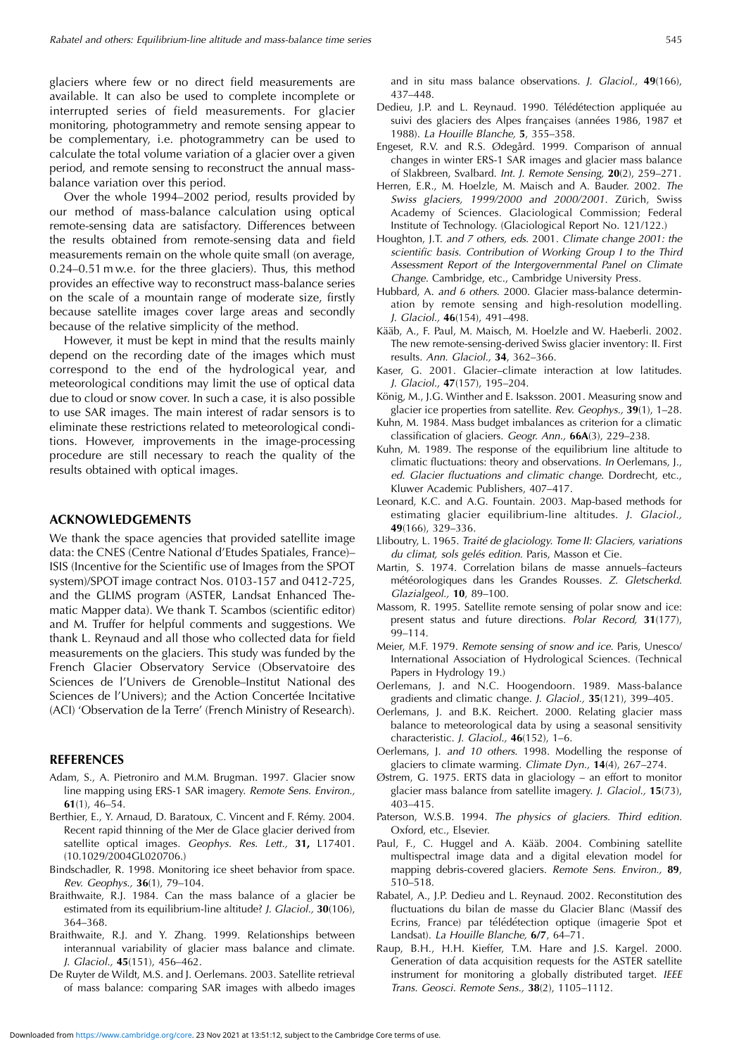glaciers where few or no direct field measurements are available. It can also be used to complete incomplete or interrupted series of field measurements. For glacier monitoring, photogrammetry and remote sensing appear to be complementary, i.e. photogrammetry can be used to calculate the total volume variation of a glacier over a given period, and remote sensing to reconstruct the annual mass-balance variation over this period.

Over the whole 1994–2002 period, results provided by our method of mass-balance calculation using optical remote-sensing data are satisfactory. Differences between the results obtained from remote-sensing data and field measurements remain on the whole quite small (on average, 0.24–0.51 m w.e. for the three glaciers). Thus, this method provides an effective way to reconstruct mass-balance series on the scale of a mountain range of moderate size, firstly because satellite images cover large areas and secondly because of the relative simplicity of the method.

However, it must be kept in mind that the results mainly depend on the recording date of the images which must correspond to the end of the hydrological year, and meteorological conditions may limit the use of optical data due to cloud or snow cover. In such a case, it is also possible to use SAR images. The main interest of radar sensors is to eliminate these restrictions related to meteorological conditions. However, improvements in the image-processing procedure are still necessary to reach the quality of the results obtained with optical images.

## ACKNOWLEDGEMENTS

We thank the space agencies that provided satellite image data: the CNES (Centre National d'Etudes Spatiales, France)–ISIS (Incentive for the Scientific use of Images from the SPOT system)/SPOT image contract Nos. 0103-157 and 0412-725, and the GLIMS program (ASTER, Landsat Enhanced Thematic Mapper data). We thank T. Scambos (scientific editor) and M. Truffer for helpful comments and suggestions. We thank L. Reynaud and all those who collected data for field measurements on the glaciers. This study was funded by the French Glacier Observatory Service (Observatoire des Sciences de l'Univers de Grenoble–Institut National des Sciences de l'Univers); and the Action Concertée Incitative (ACI) 'Observation de la Terre' (French Ministry of Research).

## REFERENCES

Adam, S., A. Pietroniro and M.M. Brugman. 1997. Glacier snow line mapping using ERS-1 SAR imagery. *Remote Sens. Environ.,* **61**(1), 46–54.

Berthier, E., Y. Arnaud, D. Baratoux, C. Vincent and F. Rémy. 2004. Recent rapid thinning of the Mer de Glace glacier derived from satellite optical images. *Geophys. Res. Lett.,* **31,** L17401. (10.1029/2004GL020706.)

Bindschadler, R. 1998. Monitoring ice sheet behavior from space. *Rev. Geophys.,* **36**(1), 79–104.

Braithwaite, R.J. 1984. Can the mass balance of a glacier be estimated from its equilibrium-line altitude? *J. Glaciol.,* **30**(106), 364–368.

Braithwaite, R.J. and Y. Zhang. 1999. Relationships between interannual variability of glacier mass balance and climate. *J. Glaciol.,* **45**(151), 456–462.

De Ruyter de Wildt, M.S. and J. Oerlemans. 2003. Satellite retrieval of mass balance: comparing SAR images with albedo images and in situ mass balance observations. *J. Glaciol.,* **49**(166), 437–448.

Dedieu, J.P. and L. Reynaud. 1990. Télédétection appliquée au suivi des glaciers des Alpes françaises (années 1986, 1987 et 1988). *La Houille Blanche,* **5**, 355–358.

Engeset, R.V. and R.S. Ødegård. 1999. Comparison of annual changes in winter ERS-1 SAR images and glacier mass balance of Slakbreen, Svalbard. *Int. J. Remote Sensing,* **20**(2), 259–271.

Herren, E.R., M. Hoelzle, M. Maisch and A. Bauder. 2002. *The Swiss glaciers, 1999/2000 and 2000/2001*. Zürich, Swiss Academy of Sciences. Glaciological Commission; Federal Institute of Technology. (Glaciological Report No. 121/122.)

Houghton, J.T. *and 7 others, eds*. 2001. *Climate change 2001: the scientific basis. Contribution of Working Group I to the Third Assessment Report of the Intergovernmental Panel on Climate Change*. Cambridge, etc., Cambridge University Press.

Hubbard, A. *and 6 others*. 2000. Glacier mass-balance determination by remote sensing and high-resolution modelling. *J. Glaciol.,* **46**(154), 491–498.

Kääb, A., F. Paul, M. Maisch, M. Hoelzle and W. Haeberli. 2002. The new remote-sensing-derived Swiss glacier inventory: II. First results. *Ann. Glaciol.,* **34**, 362–366.

Kaser, G. 2001. Glacier–climate interaction at low latitudes. *J. Glaciol.,* **47**(157), 195–204.

König, M., J.G. Winther and E. Isaksson. 2001. Measuring snow and glacier ice properties from satellite. *Rev. Geophys.,* **39**(1), 1–28.

Kuhn, M. 1984. Mass budget imbalances as criterion for a climatic classification of glaciers. *Geogr. Ann.,* **66A**(3), 229–238.

Kuhn, M. 1989. The response of the equilibrium line altitude to climatic fluctuations: theory and observations. *In* Oerlemans, J., *ed. Glacier fluctuations and climatic change*. Dordrecht, etc., Kluwer Academic Publishers, 407–417.

Leonard, K.C. and A.G. Fountain. 2003. Map-based methods for estimating glacier equilibrium-line altitudes. *J. Glaciol.,* **49**(166), 329–336.

Lliboutry, L. 1965. *Traité de glaciology. Tome II: Glaciers, variations du climat, sols gelés edition*. Paris, Masson et Cie.

Martin, S. 1974. Correlation bilans de masse annuels–facteurs météorologiques dans les Grandes Rousses. *Z. Gletscherkd. Glazialgeol.,* **10**, 89–100.

Massom, R. 1995. Satellite remote sensing of polar snow and ice: present status and future directions. *Polar Record,* **31**(177), 99–114.

Meier, M.F. 1979. *Remote sensing of snow and ice*. Paris, Unesco/International Association of Hydrological Sciences. (Technical Papers in Hydrology 19.)

Oerlemans, J. and N.C. Hoogendoorn. 1989. Mass-balance gradients and climatic change. *J. Glaciol.,* **35**(121), 399–405.

Oerlemans, J. and B.K. Reichert. 2000. Relating glacier mass balance to meteorological data by using a seasonal sensitivity characteristic. *J. Glaciol.,* **46**(152), 1–6.

Oerlemans, J. *and 10 others*. 1998. Modelling the response of glaciers to climate warming. *Climate Dyn.,* **14**(4), 267–274.

Østrem, G. 1975. ERTS data in glaciology – an effort to monitor glacier mass balance from satellite imagery. *J. Glaciol.,* **15**(73), 403–415.

Paterson, W.S.B. 1994. *The physics of glaciers. Third edition*. Oxford, etc., Elsevier.

Paul, F., C. Huggel and A. Kääb. 2004. Combining satellite multispectral image data and a digital elevation model for mapping debris-covered glaciers. *Remote Sens. Environ.,* **89**, 510–518.

Rabatel, A., J.P. Dedieu and L. Reynaud. 2002. Reconstitution des fluctuations du bilan de masse du Glacier Blanc (Massif des Ecrins, France) par télédétection optique (imagerie Spot et Landsat). *La Houille Blanche,* **6/7**, 64–71.

Raup, B.H., H.H. Kieffer, T.M. Hare and J.S. Kargel. 2000. Generation of data acquisition requests for the ASTER satellite instrument for monitoring a globally distributed target. *IEEE Trans. Geosci. Remote Sens.,* **38**(2), 1105–1112.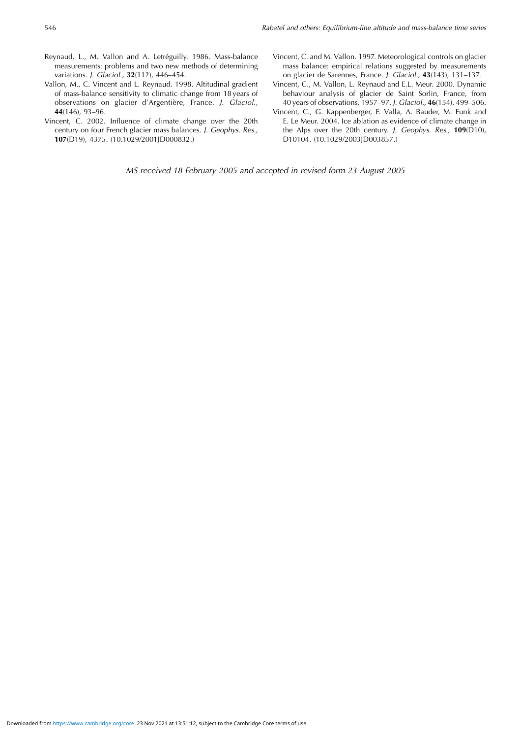Reynaud, L., M. Vallon and A. Letréguilly. 1986. Mass-balance measurements: problems and two new methods of determining variations. *J. Glaciol.,* **32**(112), 446–454.

Vallon, M., C. Vincent and L. Reynaud. 1998. Altitudinal gradient of mass-balance sensitivity to climatic change from 18 years of observations on glacier d'Argentière, France. *J. Glaciol.,* **44**(146), 93–96.

Vincent, C. 2002. Influence of climate change over the 20th century on four French glacier mass balances. *J. Geophys. Res.,* **107**(D19), 4375. (10.1029/2001JD000832.)

Vincent, C. and M. Vallon. 1997. Meteorological controls on glacier mass balance: empirical relations suggested by measurements on glacier de Sarennes, France. *J. Glaciol.,* **43**(143), 131–137.

Vincent, C., M. Vallon, L. Reynaud and E.L. Meur. 2000. Dynamic behaviour analysis of glacier de Saint Sorlin, France, from 40 years of observations, 1957–97. *J. Glaciol.,* **46**(154), 499–506.

Vincent, C., G. Kappenberger, F. Valla, A. Bauder, M. Funk and E. Le Meur. 2004. Ice ablation as evidence of climate change in the Alps over the 20th century. *J. Geophys. Res.,* **109**(D10), D10104. (10.1029/2003JD003857.)

*MS received 18 February 2005 and accepted in revised form 23 August 2005*